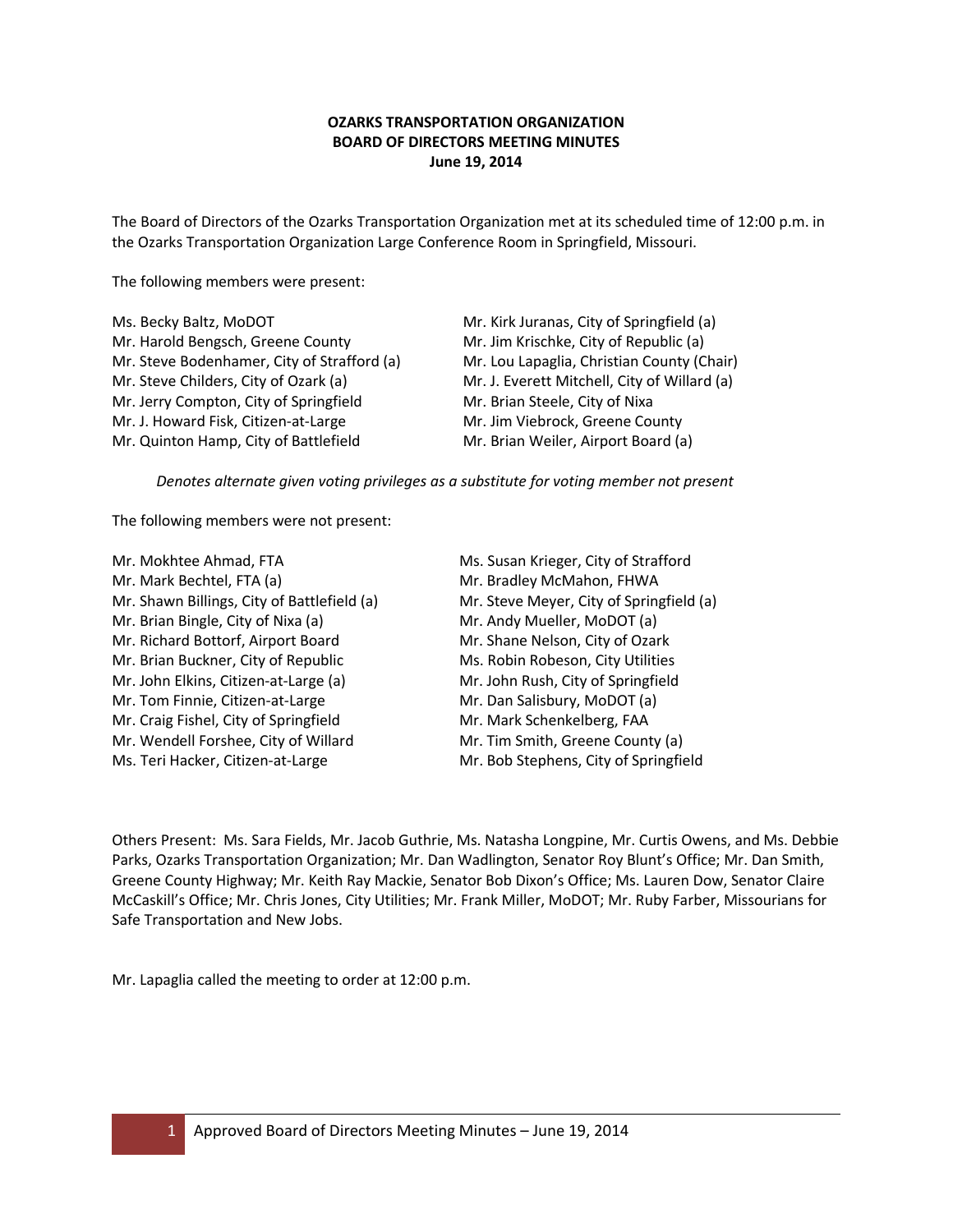**OZARKS TRANSPORTATION ORGANIZATION**
**BOARD OF DIRECTORS MEETING MINUTES**
**June 19, 2014**

The Board of Directors of the Ozarks Transportation Organization met at its scheduled time of 12:00 p.m. in the Ozarks Transportation Organization Large Conference Room in Springfield, Missouri.

The following members were present:

Ms. Becky Baltz, MoDOT
Mr. Harold Bengsch, Greene County
Mr. Steve Bodenhamer, City of Strafford (a)
Mr. Steve Childers, City of Ozark (a)
Mr. Jerry Compton, City of Springfield
Mr. J. Howard Fisk, Citizen-at-Large
Mr. Quinton Hamp, City of Battlefield
Mr. Kirk Juranas, City of Springfield (a)
Mr. Jim Krischke, City of Republic (a)
Mr. Lou Lapaglia, Christian County (Chair)
Mr. J. Everett Mitchell, City of Willard (a)
Mr. Brian Steele, City of Nixa
Mr. Jim Viebrock, Greene County
Mr. Brian Weiler, Airport Board (a)

*Denotes alternate given voting privileges as a substitute for voting member not present*

The following members were not present:

Mr. Mokhtee Ahmad, FTA
Mr. Mark Bechtel, FTA (a)
Mr. Shawn Billings, City of Battlefield (a)
Mr. Brian Bingle, City of Nixa (a)
Mr. Richard Bottorf, Airport Board
Mr. Brian Buckner, City of Republic
Mr. John Elkins, Citizen-at-Large (a)
Mr. Tom Finnie, Citizen-at-Large
Mr. Craig Fishel, City of Springfield
Mr. Wendell Forshee, City of Willard
Ms. Teri Hacker, Citizen-at-Large
Ms. Susan Krieger, City of Strafford
Mr. Bradley McMahon, FHWA
Mr. Steve Meyer, City of Springfield (a)
Mr. Andy Mueller, MoDOT (a)
Mr. Shane Nelson, City of Ozark
Ms. Robin Robeson, City Utilities
Mr. John Rush, City of Springfield
Mr. Dan Salisbury, MoDOT (a)
Mr. Mark Schenkelberg, FAA
Mr. Tim Smith, Greene County (a)
Mr. Bob Stephens, City of Springfield

Others Present: Ms. Sara Fields, Mr. Jacob Guthrie, Ms. Natasha Longpine, Mr. Curtis Owens, and Ms. Debbie Parks, Ozarks Transportation Organization; Mr. Dan Wadlington, Senator Roy Blunt's Office; Mr. Dan Smith, Greene County Highway; Mr. Keith Ray Mackie, Senator Bob Dixon's Office; Ms. Lauren Dow, Senator Claire McCaskill's Office; Mr. Chris Jones, City Utilities; Mr. Frank Miller, MoDOT; Mr. Ruby Farber, Missourians for Safe Transportation and New Jobs.

Mr. Lapaglia called the meeting to order at 12:00 p.m.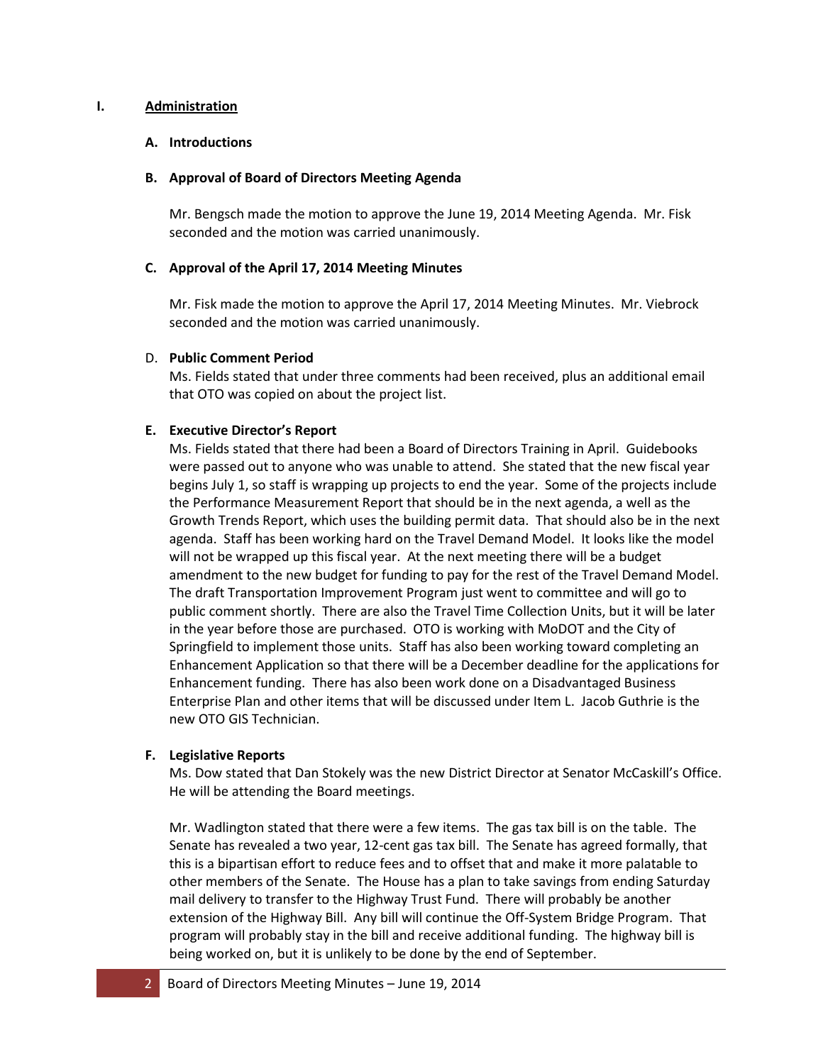# I. Administration

### A. Introductions

### B. Approval of Board of Directors Meeting Agenda

Mr. Bengsch made the motion to approve the June 19, 2014 Meeting Agenda. Mr. Fisk seconded and the motion was carried unanimously.

### C. Approval of the April 17, 2014 Meeting Minutes

Mr. Fisk made the motion to approve the April 17, 2014 Meeting Minutes. Mr. Viebrock seconded and the motion was carried unanimously.

### D. Public Comment Period

Ms. Fields stated that under three comments had been received, plus an additional email that OTO was copied on about the project list.

### E. Executive Director's Report

Ms. Fields stated that there had been a Board of Directors Training in April. Guidebooks were passed out to anyone who was unable to attend. She stated that the new fiscal year begins July 1, so staff is wrapping up projects to end the year. Some of the projects include the Performance Measurement Report that should be in the next agenda, a well as the Growth Trends Report, which uses the building permit data. That should also be in the next agenda. Staff has been working hard on the Travel Demand Model. It looks like the model will not be wrapped up this fiscal year. At the next meeting there will be a budget amendment to the new budget for funding to pay for the rest of the Travel Demand Model. The draft Transportation Improvement Program just went to committee and will go to public comment shortly. There are also the Travel Time Collection Units, but it will be later in the year before those are purchased. OTO is working with MoDOT and the City of Springfield to implement those units. Staff has also been working toward completing an Enhancement Application so that there will be a December deadline for the applications for Enhancement funding. There has also been work done on a Disadvantaged Business Enterprise Plan and other items that will be discussed under Item L. Jacob Guthrie is the new OTO GIS Technician.

### F. Legislative Reports

Ms. Dow stated that Dan Stokely was the new District Director at Senator McCaskill's Office. He will be attending the Board meetings.

Mr. Wadlington stated that there were a few items. The gas tax bill is on the table. The Senate has revealed a two year, 12-cent gas tax bill. The Senate has agreed formally, that this is a bipartisan effort to reduce fees and to offset that and make it more palatable to other members of the Senate. The House has a plan to take savings from ending Saturday mail delivery to transfer to the Highway Trust Fund. There will probably be another extension of the Highway Bill. Any bill will continue the Off-System Bridge Program. That program will probably stay in the bill and receive additional funding. The highway bill is being worked on, but it is unlikely to be done by the end of September.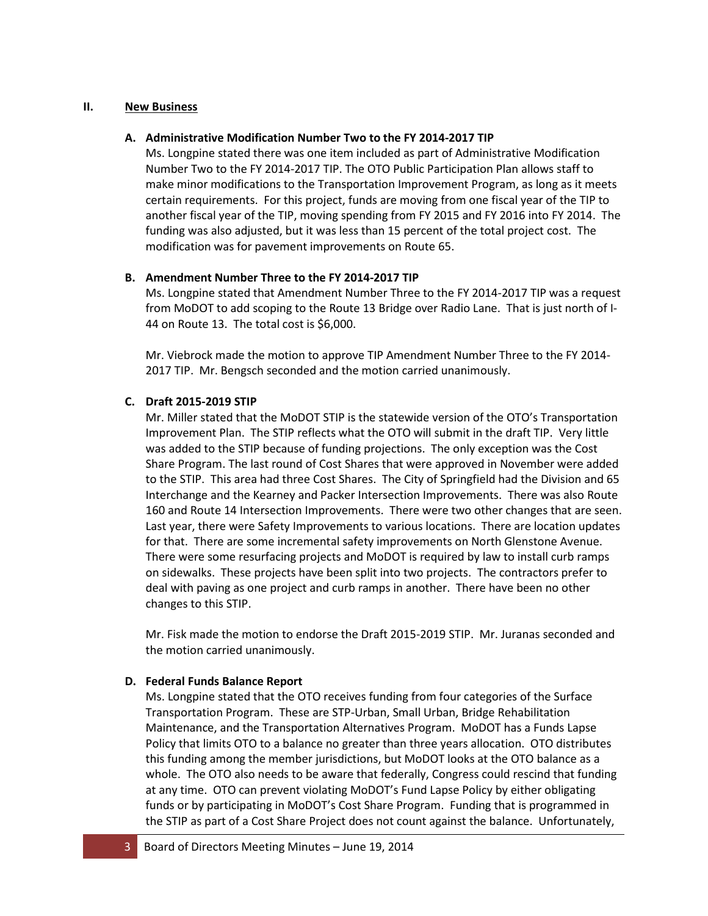## II. New Business

### A. Administrative Modification Number Two to the FY 2014-2017 TIP

Ms. Longpine stated there was one item included as part of Administrative Modification Number Two to the FY 2014-2017 TIP. The OTO Public Participation Plan allows staff to make minor modifications to the Transportation Improvement Program, as long as it meets certain requirements. For this project, funds are moving from one fiscal year of the TIP to another fiscal year of the TIP, moving spending from FY 2015 and FY 2016 into FY 2014. The funding was also adjusted, but it was less than 15 percent of the total project cost. The modification was for pavement improvements on Route 65.

### B. Amendment Number Three to the FY 2014-2017 TIP

Ms. Longpine stated that Amendment Number Three to the FY 2014-2017 TIP was a request from MoDOT to add scoping to the Route 13 Bridge over Radio Lane. That is just north of I-44 on Route 13. The total cost is $6,000.

Mr. Viebrock made the motion to approve TIP Amendment Number Three to the FY 2014-2017 TIP. Mr. Bengsch seconded and the motion carried unanimously.

### C. Draft 2015-2019 STIP

Mr. Miller stated that the MoDOT STIP is the statewide version of the OTO's Transportation Improvement Plan. The STIP reflects what the OTO will submit in the draft TIP. Very little was added to the STIP because of funding projections. The only exception was the Cost Share Program. The last round of Cost Shares that were approved in November were added to the STIP. This area had three Cost Shares. The City of Springfield had the Division and 65 Interchange and the Kearney and Packer Intersection Improvements. There was also Route 160 and Route 14 Intersection Improvements. There were two other changes that are seen. Last year, there were Safety Improvements to various locations. There are location updates for that. There are some incremental safety improvements on North Glenstone Avenue. There were some resurfacing projects and MoDOT is required by law to install curb ramps on sidewalks. These projects have been split into two projects. The contractors prefer to deal with paving as one project and curb ramps in another. There have been no other changes to this STIP.

Mr. Fisk made the motion to endorse the Draft 2015-2019 STIP. Mr. Juranas seconded and the motion carried unanimously.

### D. Federal Funds Balance Report

Ms. Longpine stated that the OTO receives funding from four categories of the Surface Transportation Program. These are STP-Urban, Small Urban, Bridge Rehabilitation Maintenance, and the Transportation Alternatives Program. MoDOT has a Funds Lapse Policy that limits OTO to a balance no greater than three years allocation. OTO distributes this funding among the member jurisdictions, but MoDOT looks at the OTO balance as a whole. The OTO also needs to be aware that federally, Congress could rescind that funding at any time. OTO can prevent violating MoDOT's Fund Lapse Policy by either obligating funds or by participating in MoDOT's Cost Share Program. Funding that is programmed in the STIP as part of a Cost Share Project does not count against the balance. Unfortunately,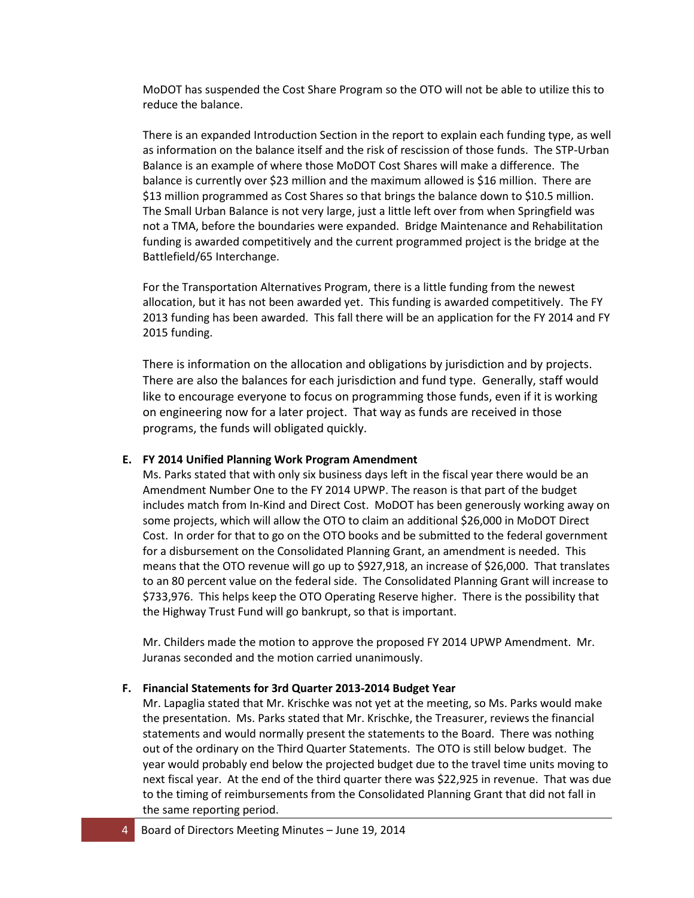MoDOT has suspended the Cost Share Program so the OTO will not be able to utilize this to reduce the balance.

There is an expanded Introduction Section in the report to explain each funding type, as well as information on the balance itself and the risk of rescission of those funds. The STP-Urban Balance is an example of where those MoDOT Cost Shares will make a difference. The balance is currently over $23 million and the maximum allowed is $16 million. There are $13 million programmed as Cost Shares so that brings the balance down to $10.5 million. The Small Urban Balance is not very large, just a little left over from when Springfield was not a TMA, before the boundaries were expanded. Bridge Maintenance and Rehabilitation funding is awarded competitively and the current programmed project is the bridge at the Battlefield/65 Interchange.

For the Transportation Alternatives Program, there is a little funding from the newest allocation, but it has not been awarded yet. This funding is awarded competitively. The FY 2013 funding has been awarded. This fall there will be an application for the FY 2014 and FY 2015 funding.

There is information on the allocation and obligations by jurisdiction and by projects. There are also the balances for each jurisdiction and fund type. Generally, staff would like to encourage everyone to focus on programming those funds, even if it is working on engineering now for a later project. That way as funds are received in those programs, the funds will obligated quickly.

**E. FY 2014 Unified Planning Work Program Amendment**

Ms. Parks stated that with only six business days left in the fiscal year there would be an Amendment Number One to the FY 2014 UPWP. The reason is that part of the budget includes match from In-Kind and Direct Cost. MoDOT has been generously working away on some projects, which will allow the OTO to claim an additional $26,000 in MoDOT Direct Cost. In order for that to go on the OTO books and be submitted to the federal government for a disbursement on the Consolidated Planning Grant, an amendment is needed. This means that the OTO revenue will go up to $927,918, an increase of $26,000. That translates to an 80 percent value on the federal side. The Consolidated Planning Grant will increase to $733,976. This helps keep the OTO Operating Reserve higher. There is the possibility that the Highway Trust Fund will go bankrupt, so that is important.

Mr. Childers made the motion to approve the proposed FY 2014 UPWP Amendment. Mr. Juranas seconded and the motion carried unanimously.

**F. Financial Statements for 3rd Quarter 2013-2014 Budget Year**

Mr. Lapaglia stated that Mr. Krischke was not yet at the meeting, so Ms. Parks would make the presentation. Ms. Parks stated that Mr. Krischke, the Treasurer, reviews the financial statements and would normally present the statements to the Board. There was nothing out of the ordinary on the Third Quarter Statements. The OTO is still below budget. The year would probably end below the projected budget due to the travel time units moving to next fiscal year. At the end of the third quarter there was $22,925 in revenue. That was due to the timing of reimbursements from the Consolidated Planning Grant that did not fall in the same reporting period.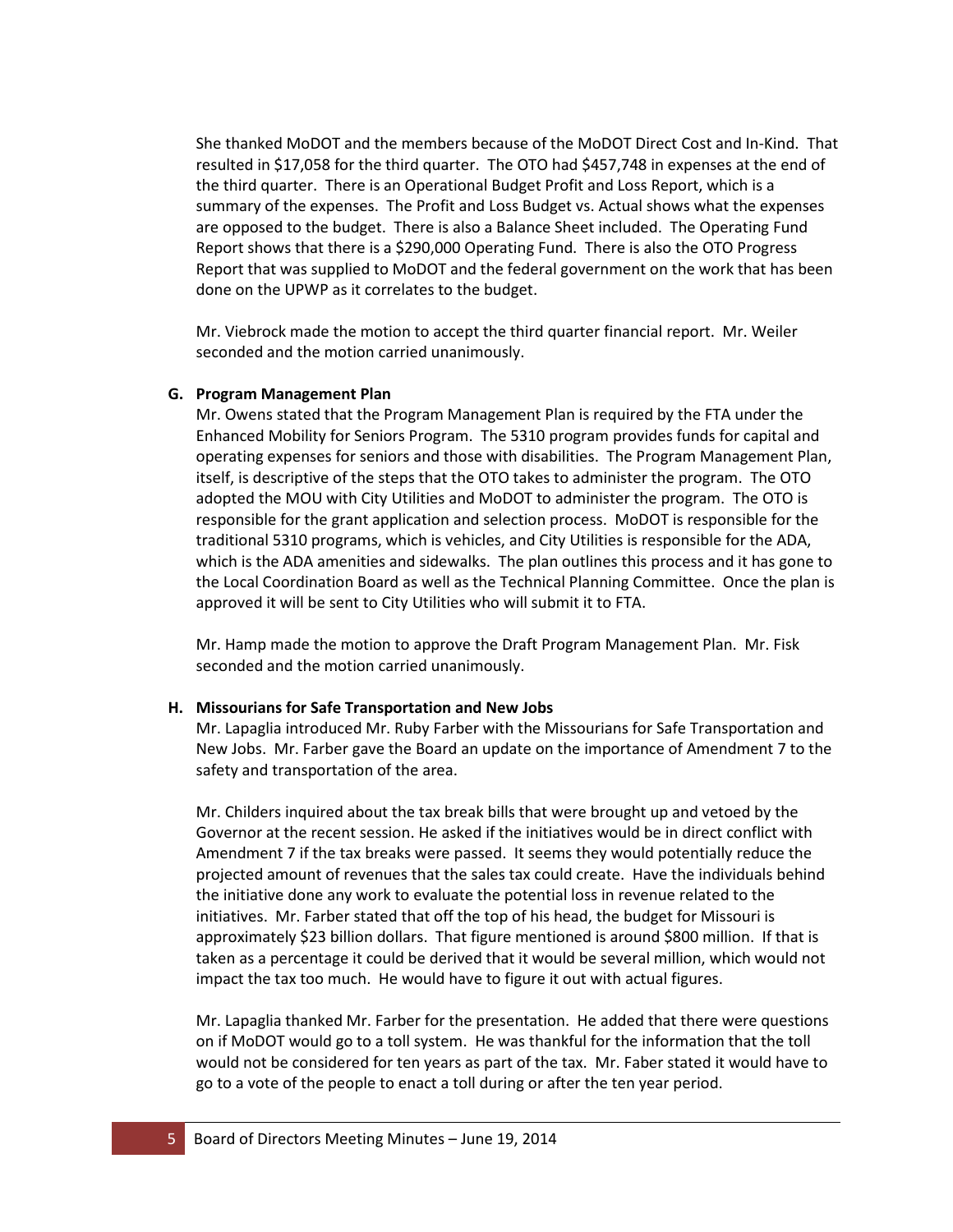She thanked MoDOT and the members because of the MoDOT Direct Cost and In-Kind. That resulted in $17,058 for the third quarter. The OTO had $457,748 in expenses at the end of the third quarter. There is an Operational Budget Profit and Loss Report, which is a summary of the expenses. The Profit and Loss Budget vs. Actual shows what the expenses are opposed to the budget. There is also a Balance Sheet included. The Operating Fund Report shows that there is a $290,000 Operating Fund. There is also the OTO Progress Report that was supplied to MoDOT and the federal government on the work that has been done on the UPWP as it correlates to the budget.

Mr. Viebrock made the motion to accept the third quarter financial report. Mr. Weiler seconded and the motion carried unanimously.

**G. Program Management Plan**

Mr. Owens stated that the Program Management Plan is required by the FTA under the Enhanced Mobility for Seniors Program. The 5310 program provides funds for capital and operating expenses for seniors and those with disabilities. The Program Management Plan, itself, is descriptive of the steps that the OTO takes to administer the program. The OTO adopted the MOU with City Utilities and MoDOT to administer the program. The OTO is responsible for the grant application and selection process. MoDOT is responsible for the traditional 5310 programs, which is vehicles, and City Utilities is responsible for the ADA, which is the ADA amenities and sidewalks. The plan outlines this process and it has gone to the Local Coordination Board as well as the Technical Planning Committee. Once the plan is approved it will be sent to City Utilities who will submit it to FTA.

Mr. Hamp made the motion to approve the Draft Program Management Plan. Mr. Fisk seconded and the motion carried unanimously.

**H. Missourians for Safe Transportation and New Jobs**

Mr. Lapaglia introduced Mr. Ruby Farber with the Missourians for Safe Transportation and New Jobs. Mr. Farber gave the Board an update on the importance of Amendment 7 to the safety and transportation of the area.

Mr. Childers inquired about the tax break bills that were brought up and vetoed by the Governor at the recent session. He asked if the initiatives would be in direct conflict with Amendment 7 if the tax breaks were passed. It seems they would potentially reduce the projected amount of revenues that the sales tax could create. Have the individuals behind the initiative done any work to evaluate the potential loss in revenue related to the initiatives. Mr. Farber stated that off the top of his head, the budget for Missouri is approximately $23 billion dollars. That figure mentioned is around $800 million. If that is taken as a percentage it could be derived that it would be several million, which would not impact the tax too much. He would have to figure it out with actual figures.

Mr. Lapaglia thanked Mr. Farber for the presentation. He added that there were questions on if MoDOT would go to a toll system. He was thankful for the information that the toll would not be considered for ten years as part of the tax. Mr. Faber stated it would have to go to a vote of the people to enact a toll during or after the ten year period.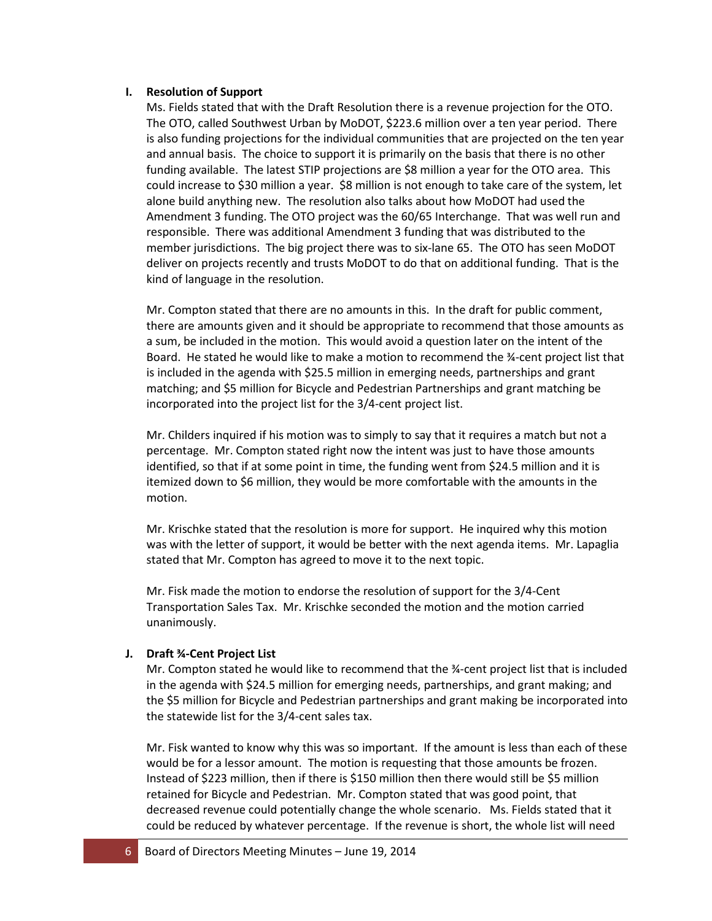## I. Resolution of Support

Ms. Fields stated that with the Draft Resolution there is a revenue projection for the OTO. The OTO, called Southwest Urban by MoDOT, $223.6 million over a ten year period. There is also funding projections for the individual communities that are projected on the ten year and annual basis. The choice to support it is primarily on the basis that there is no other funding available. The latest STIP projections are $8 million a year for the OTO area. This could increase to $30 million a year. $8 million is not enough to take care of the system, let alone build anything new. The resolution also talks about how MoDOT had used the Amendment 3 funding. The OTO project was the 60/65 Interchange. That was well run and responsible. There was additional Amendment 3 funding that was distributed to the member jurisdictions. The big project there was to six-lane 65. The OTO has seen MoDOT deliver on projects recently and trusts MoDOT to do that on additional funding. That is the kind of language in the resolution.

Mr. Compton stated that there are no amounts in this. In the draft for public comment, there are amounts given and it should be appropriate to recommend that those amounts as a sum, be included in the motion. This would avoid a question later on the intent of the Board. He stated he would like to make a motion to recommend the ¾-cent project list that is included in the agenda with $25.5 million in emerging needs, partnerships and grant matching; and $5 million for Bicycle and Pedestrian Partnerships and grant matching be incorporated into the project list for the 3/4-cent project list.

Mr. Childers inquired if his motion was to simply to say that it requires a match but not a percentage. Mr. Compton stated right now the intent was just to have those amounts identified, so that if at some point in time, the funding went from $24.5 million and it is itemized down to $6 million, they would be more comfortable with the amounts in the motion.

Mr. Krischke stated that the resolution is more for support. He inquired why this motion was with the letter of support, it would be better with the next agenda items. Mr. Lapaglia stated that Mr. Compton has agreed to move it to the next topic.

Mr. Fisk made the motion to endorse the resolution of support for the 3/4-Cent Transportation Sales Tax. Mr. Krischke seconded the motion and the motion carried unanimously.

## J. Draft ¾-Cent Project List

Mr. Compton stated he would like to recommend that the ¾-cent project list that is included in the agenda with $24.5 million for emerging needs, partnerships, and grant making; and the $5 million for Bicycle and Pedestrian partnerships and grant making be incorporated into the statewide list for the 3/4-cent sales tax.

Mr. Fisk wanted to know why this was so important. If the amount is less than each of these would be for a lessor amount. The motion is requesting that those amounts be frozen. Instead of $223 million, then if there is $150 million then there would still be $5 million retained for Bicycle and Pedestrian. Mr. Compton stated that was good point, that decreased revenue could potentially change the whole scenario. Ms. Fields stated that it could be reduced by whatever percentage. If the revenue is short, the whole list will need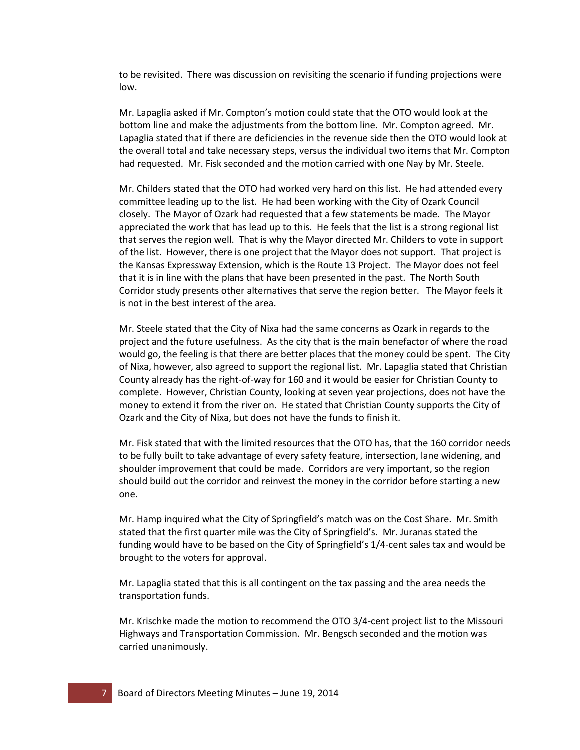to be revisited. There was discussion on revisiting the scenario if funding projections were low.

Mr. Lapaglia asked if Mr. Compton's motion could state that the OTO would look at the bottom line and make the adjustments from the bottom line. Mr. Compton agreed. Mr. Lapaglia stated that if there are deficiencies in the revenue side then the OTO would look at the overall total and take necessary steps, versus the individual two items that Mr. Compton had requested. Mr. Fisk seconded and the motion carried with one Nay by Mr. Steele.

Mr. Childers stated that the OTO had worked very hard on this list. He had attended every committee leading up to the list. He had been working with the City of Ozark Council closely. The Mayor of Ozark had requested that a few statements be made. The Mayor appreciated the work that has lead up to this. He feels that the list is a strong regional list that serves the region well. That is why the Mayor directed Mr. Childers to vote in support of the list. However, there is one project that the Mayor does not support. That project is the Kansas Expressway Extension, which is the Route 13 Project. The Mayor does not feel that it is in line with the plans that have been presented in the past. The North South Corridor study presents other alternatives that serve the region better. The Mayor feels it is not in the best interest of the area.

Mr. Steele stated that the City of Nixa had the same concerns as Ozark in regards to the project and the future usefulness. As the city that is the main benefactor of where the road would go, the feeling is that there are better places that the money could be spent. The City of Nixa, however, also agreed to support the regional list. Mr. Lapaglia stated that Christian County already has the right-of-way for 160 and it would be easier for Christian County to complete. However, Christian County, looking at seven year projections, does not have the money to extend it from the river on. He stated that Christian County supports the City of Ozark and the City of Nixa, but does not have the funds to finish it.

Mr. Fisk stated that with the limited resources that the OTO has, that the 160 corridor needs to be fully built to take advantage of every safety feature, intersection, lane widening, and shoulder improvement that could be made. Corridors are very important, so the region should build out the corridor and reinvest the money in the corridor before starting a new one.

Mr. Hamp inquired what the City of Springfield's match was on the Cost Share. Mr. Smith stated that the first quarter mile was the City of Springfield's. Mr. Juranas stated the funding would have to be based on the City of Springfield's 1/4-cent sales tax and would be brought to the voters for approval.

Mr. Lapaglia stated that this is all contingent on the tax passing and the area needs the transportation funds.

Mr. Krischke made the motion to recommend the OTO 3/4-cent project list to the Missouri Highways and Transportation Commission. Mr. Bengsch seconded and the motion was carried unanimously.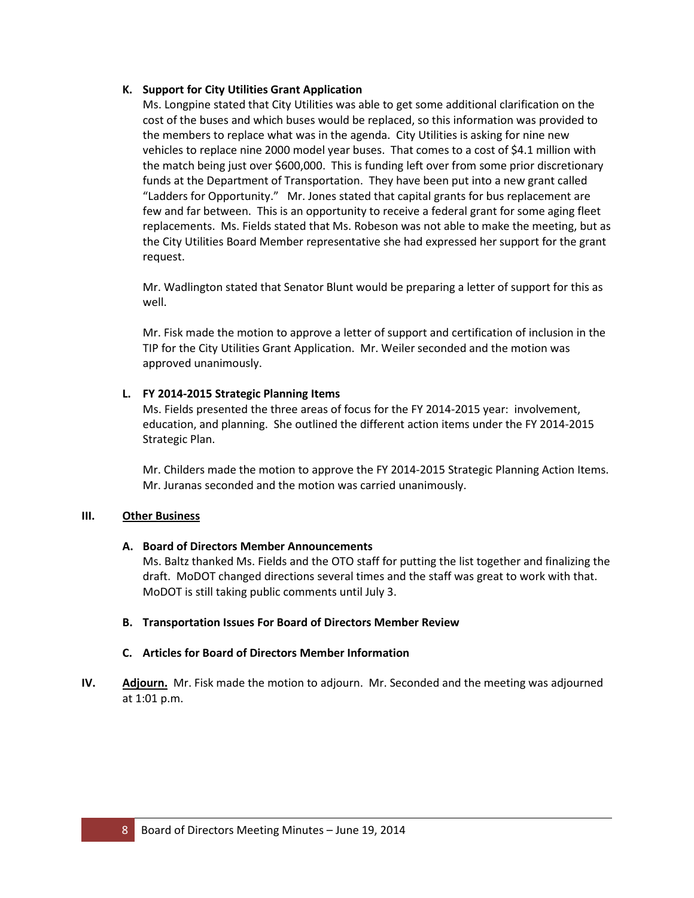**K. Support for City Utilities Grant Application**

Ms. Longpine stated that City Utilities was able to get some additional clarification on the cost of the buses and which buses would be replaced, so this information was provided to the members to replace what was in the agenda. City Utilities is asking for nine new vehicles to replace nine 2000 model year buses. That comes to a cost of $4.1 million with the match being just over $600,000. This is funding left over from some prior discretionary funds at the Department of Transportation. They have been put into a new grant called "Ladders for Opportunity." Mr. Jones stated that capital grants for bus replacement are few and far between. This is an opportunity to receive a federal grant for some aging fleet replacements. Ms. Fields stated that Ms. Robeson was not able to make the meeting, but as the City Utilities Board Member representative she had expressed her support for the grant request.

Mr. Wadlington stated that Senator Blunt would be preparing a letter of support for this as well.

Mr. Fisk made the motion to approve a letter of support and certification of inclusion in the TIP for the City Utilities Grant Application. Mr. Weiler seconded and the motion was approved unanimously.

**L. FY 2014-2015 Strategic Planning Items**

Ms. Fields presented the three areas of focus for the FY 2014-2015 year: involvement, education, and planning. She outlined the different action items under the FY 2014-2015 Strategic Plan.

Mr. Childers made the motion to approve the FY 2014-2015 Strategic Planning Action Items. Mr. Juranas seconded and the motion was carried unanimously.

## III. <u>Other Business</u>

**A. Board of Directors Member Announcements**

Ms. Baltz thanked Ms. Fields and the OTO staff for putting the list together and finalizing the draft. MoDOT changed directions several times and the staff was great to work with that. MoDOT is still taking public comments until July 3.

**B. Transportation Issues For Board of Directors Member Review**

**C. Articles for Board of Directors Member Information**

**IV. <u>Adjourn.</u>** Mr. Fisk made the motion to adjourn. Mr. Seconded and the meeting was adjourned at 1:01 p.m.